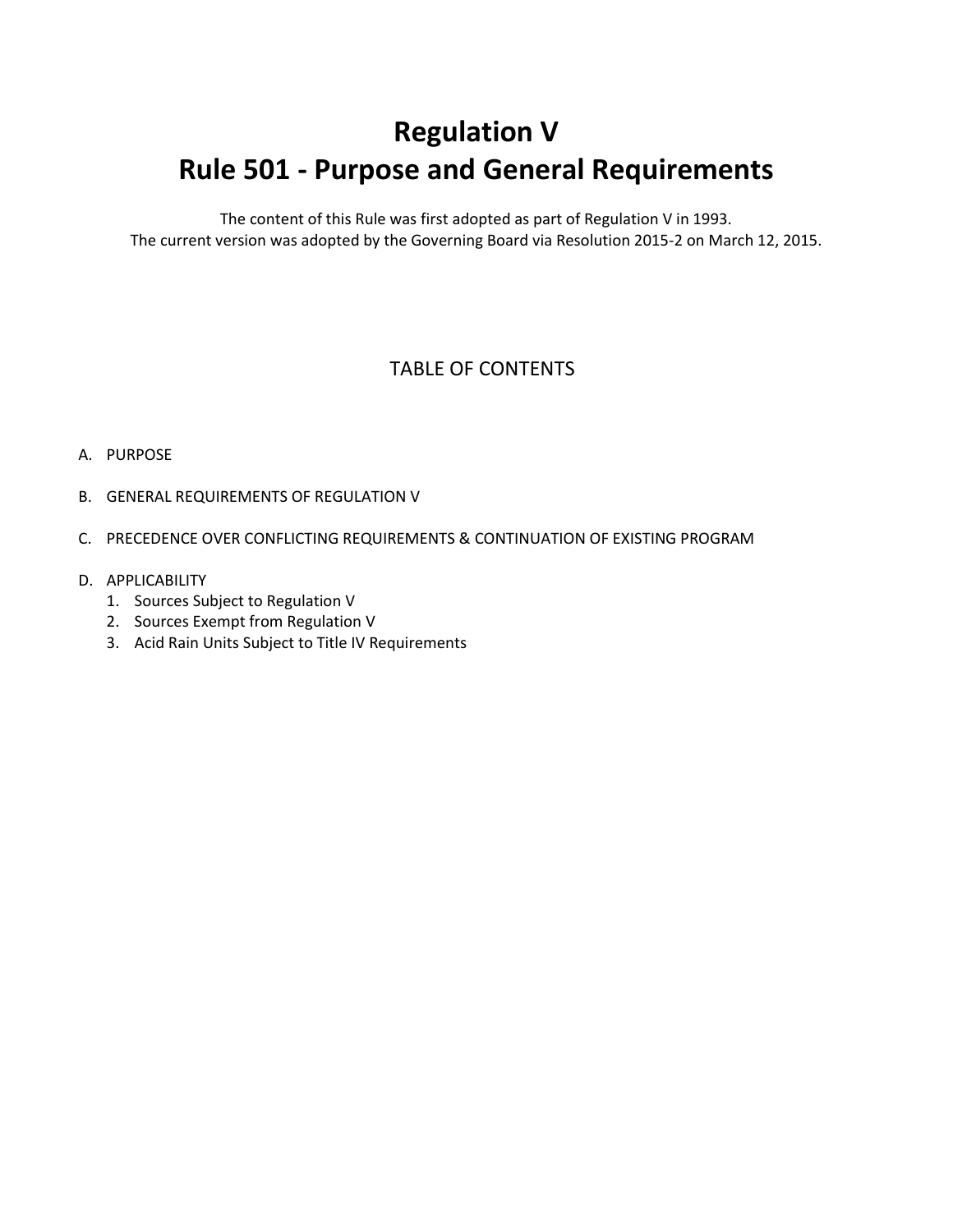# Regulation V
# Rule 501 - Purpose and General Requirements

The content of this Rule was first adopted as part of Regulation V in 1993.
The current version was adopted by the Governing Board via Resolution 2015-2 on March 12, 2015.

## TABLE OF CONTENTS

A. PURPOSE

B. GENERAL REQUIREMENTS OF REGULATION V

C. PRECEDENCE OVER CONFLICTING REQUIREMENTS & CONTINUATION OF EXISTING PROGRAM

D. APPLICABILITY
   1. Sources Subject to Regulation V
   2. Sources Exempt from Regulation V
   3. Acid Rain Units Subject to Title IV Requirements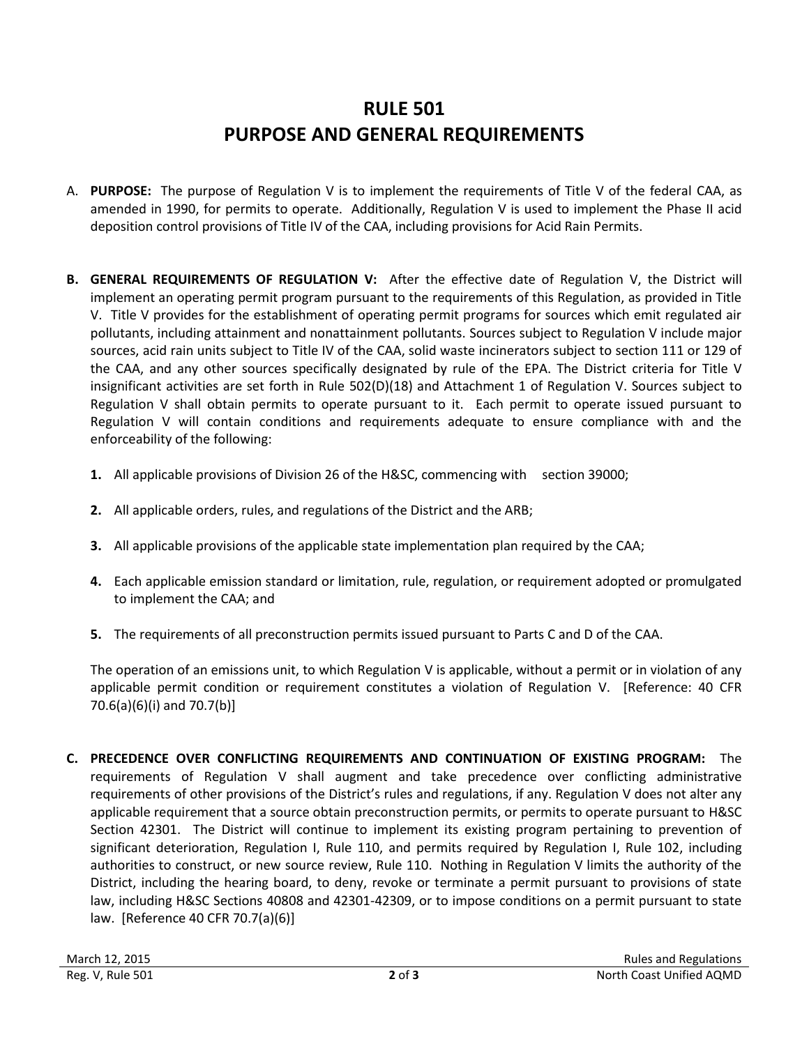# RULE 501
# PURPOSE AND GENERAL REQUIREMENTS

A. **PURPOSE:** The purpose of Regulation V is to implement the requirements of Title V of the federal CAA, as amended in 1990, for permits to operate. Additionally, Regulation V is used to implement the Phase II acid deposition control provisions of Title IV of the CAA, including provisions for Acid Rain Permits.

**B. GENERAL REQUIREMENTS OF REGULATION V:** After the effective date of Regulation V, the District will implement an operating permit program pursuant to the requirements of this Regulation, as provided in Title V. Title V provides for the establishment of operating permit programs for sources which emit regulated air pollutants, including attainment and nonattainment pollutants. Sources subject to Regulation V include major sources, acid rain units subject to Title IV of the CAA, solid waste incinerators subject to section 111 or 129 of the CAA, and any other sources specifically designated by rule of the EPA. The District criteria for Title V insignificant activities are set forth in Rule 502(D)(18) and Attachment 1 of Regulation V. Sources subject to Regulation V shall obtain permits to operate pursuant to it. Each permit to operate issued pursuant to Regulation V will contain conditions and requirements adequate to ensure compliance with and the enforceability of the following:

**1.** All applicable provisions of Division 26 of the H&SC, commencing with section 39000;

**2.** All applicable orders, rules, and regulations of the District and the ARB;

**3.** All applicable provisions of the applicable state implementation plan required by the CAA;

**4.** Each applicable emission standard or limitation, rule, regulation, or requirement adopted or promulgated to implement the CAA; and

**5.** The requirements of all preconstruction permits issued pursuant to Parts C and D of the CAA.

The operation of an emissions unit, to which Regulation V is applicable, without a permit or in violation of any applicable permit condition or requirement constitutes a violation of Regulation V. [Reference: 40 CFR 70.6(a)(6)(i) and 70.7(b)]

**C. PRECEDENCE OVER CONFLICTING REQUIREMENTS AND CONTINUATION OF EXISTING PROGRAM:** The requirements of Regulation V shall augment and take precedence over conflicting administrative requirements of other provisions of the District's rules and regulations, if any. Regulation V does not alter any applicable requirement that a source obtain preconstruction permits, or permits to operate pursuant to H&SC Section 42301. The District will continue to implement its existing program pertaining to prevention of significant deterioration, Regulation I, Rule 110, and permits required by Regulation I, Rule 102, including authorities to construct, or new source review, Rule 110. Nothing in Regulation V limits the authority of the District, including the hearing board, to deny, revoke or terminate a permit pursuant to provisions of state law, including H&SC Sections 40808 and 42301-42309, or to impose conditions on a permit pursuant to state law. [Reference 40 CFR 70.7(a)(6)]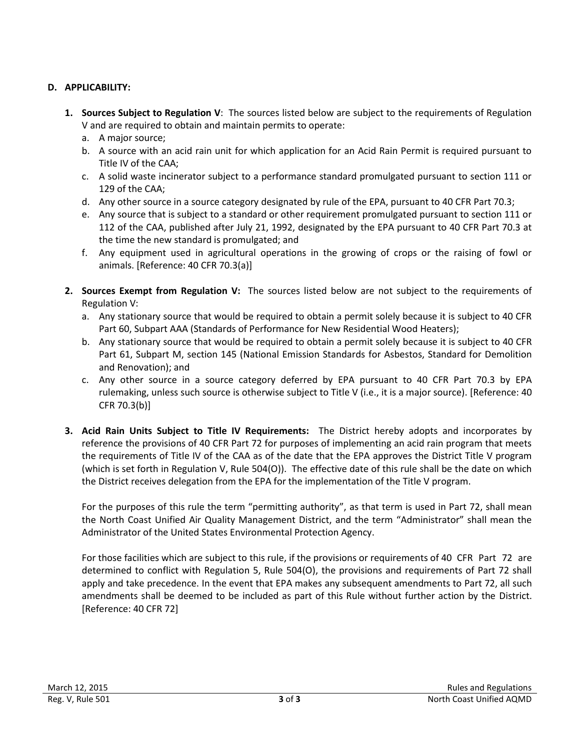## D. APPLICABILITY:

1. **Sources Subject to Regulation V**: The sources listed below are subject to the requirements of Regulation V and are required to obtain and maintain permits to operate:
   a. A major source;
   b. A source with an acid rain unit for which application for an Acid Rain Permit is required pursuant to Title IV of the CAA;
   c. A solid waste incinerator subject to a performance standard promulgated pursuant to section 111 or 129 of the CAA;
   d. Any other source in a source category designated by rule of the EPA, pursuant to 40 CFR Part 70.3;
   e. Any source that is subject to a standard or other requirement promulgated pursuant to section 111 or 112 of the CAA, published after July 21, 1992, designated by the EPA pursuant to 40 CFR Part 70.3 at the time the new standard is promulgated; and
   f. Any equipment used in agricultural operations in the growing of crops or the raising of fowl or animals. [Reference: 40 CFR 70.3(a)]

2. **Sources Exempt from Regulation V:** The sources listed below are not subject to the requirements of Regulation V:
   a. Any stationary source that would be required to obtain a permit solely because it is subject to 40 CFR Part 60, Subpart AAA (Standards of Performance for New Residential Wood Heaters);
   b. Any stationary source that would be required to obtain a permit solely because it is subject to 40 CFR Part 61, Subpart M, section 145 (National Emission Standards for Asbestos, Standard for Demolition and Renovation); and
   c. Any other source in a source category deferred by EPA pursuant to 40 CFR Part 70.3 by EPA rulemaking, unless such source is otherwise subject to Title V (i.e., it is a major source). [Reference: 40 CFR 70.3(b)]

3. **Acid Rain Units Subject to Title IV Requirements:** The District hereby adopts and incorporates by reference the provisions of 40 CFR Part 72 for purposes of implementing an acid rain program that meets the requirements of Title IV of the CAA as of the date that the EPA approves the District Title V program (which is set forth in Regulation V, Rule 504(O)). The effective date of this rule shall be the date on which the District receives delegation from the EPA for the implementation of the Title V program.

   For the purposes of this rule the term "permitting authority", as that term is used in Part 72, shall mean the North Coast Unified Air Quality Management District, and the term "Administrator" shall mean the Administrator of the United States Environmental Protection Agency.

   For those facilities which are subject to this rule, if the provisions or requirements of 40 CFR Part 72 are determined to conflict with Regulation 5, Rule 504(O), the provisions and requirements of Part 72 shall apply and take precedence. In the event that EPA makes any subsequent amendments to Part 72, all such amendments shall be deemed to be included as part of this Rule without further action by the District. [Reference: 40 CFR 72]